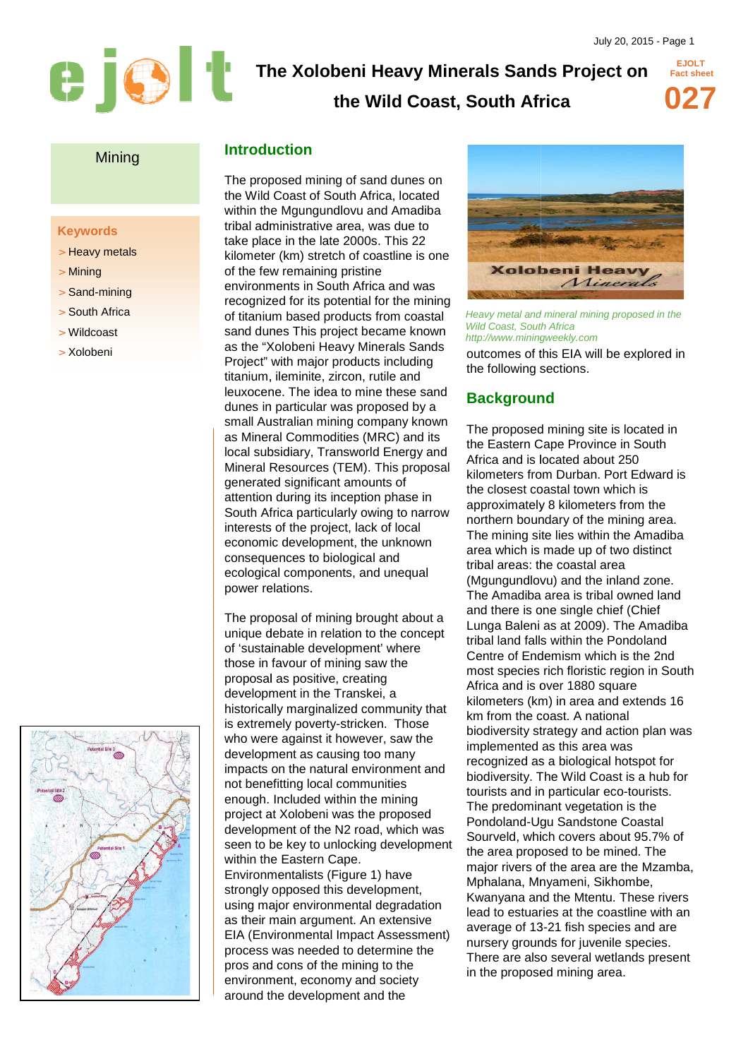# The Xolobeni Heavy Minerals Sands Project on the Wild Coast, South Africa

EJOLT Fact sheet 027

Mining

**Keywords**

- > Heavy metals
- > Mining
- > Sand-mining
- > South Africa
- > Wildcoast
- > Xolobeni

## Introduction

The proposed mining of sand dunes on the Wild Coast of South Africa, located within the Mgungundlovu and Amadiba tribal administrative area, was due to take place in the late 2000s. This 22 kilometer (km) stretch of coastline is one of the few remaining pristine environments in South Africa and was recognized for its potential for the mining of titanium based products from coastal sand dunes This project became known as the "Xolobeni Heavy Minerals Sands Project" with major products including titanium, ileminite, zircon, rutile and leuxocene. The idea to mine these sand dunes in particular was proposed by a small Australian mining company known as Mineral Commodities (MRC) and its local subsidiary, Transworld Energy and Mineral Resources (TEM). This proposal generated significant amounts of attention during its inception phase in South Africa particularly owing to narrow interests of the project, lack of local economic development, the unknown consequences to biological and ecological components, and unequal power relations.

The proposal of mining brought about a unique debate in relation to the concept of 'sustainable development' where those in favour of mining saw the proposal as positive, creating development in the Transkei, a historically marginalized community that is extremely poverty-stricken. Those who were against it however, saw the development as causing too many impacts on the natural environment and not benefitting local communities enough. Included within the mining project at Xolobeni was the proposed development of the N2 road, which was seen to be key to unlocking development within the Eastern Cape. Environmentalists (Figure 1) have strongly opposed this development, using major environmental degradation as their main argument. An extensive EIA (Environmental Impact Assessment) process was needed to determine the pros and cons of the mining to the environment, economy and society around the development and the outcomes of this EIA will be explored in the following sections.

*Heavy metal and mineral mining proposed in the Wild Coast, South Africa*
*http://www.miningweekly.com*

## Background

The proposed mining site is located in the Eastern Cape Province in South Africa and is located about 250 kilometers from Durban. Port Edward is the closest coastal town which is approximately 8 kilometers from the northern boundary of the mining area. The mining site lies within the Amadiba area which is made up of two distinct tribal areas: the coastal area (Mgungundlovu) and the inland zone. The Amadiba area is tribal owned land and there is one single chief (Chief Lunga Baleni as at 2009). The Amadiba tribal land falls within the Pondoland Centre of Endemism which is the 2nd most species rich floristic region in South Africa and is over 1880 square kilometers (km) in area and extends 16 km from the coast. A national biodiversity strategy and action plan was implemented as this area was recognized as a biological hotspot for biodiversity. The Wild Coast is a hub for tourists and in particular eco-tourists. The predominant vegetation is the Pondoland-Ugu Sandstone Coastal Sourveld, which covers about 95.7% of the area proposed to be mined. The major rivers of the area are the Mzamba, Mphalana, Mnyameni, Sikhombe, Kwanyana and the Mtentu. These rivers lead to estuaries at the coastline with an average of 13-21 fish species and are nursery grounds for juvenile species. There are also several wetlands present in the proposed mining area.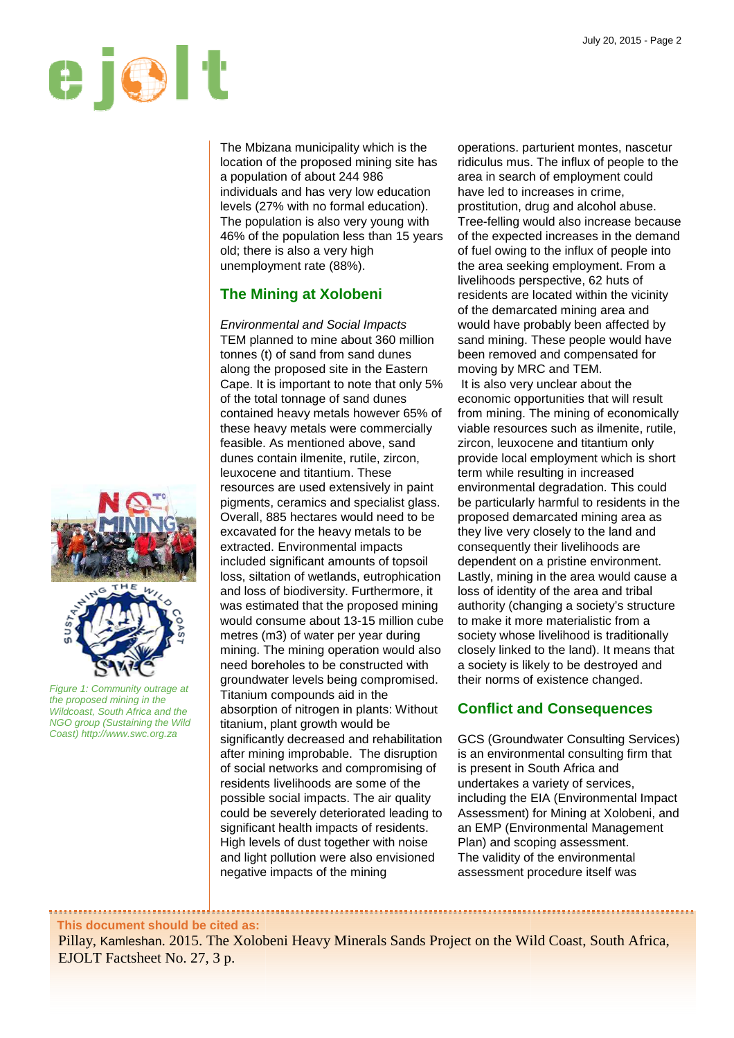The Mbizana municipality which is the location of the proposed mining site has a population of about 244 986 individuals and has very low education levels (27% with no formal education). The population is also very young with 46% of the population less than 15 years old; there is also a very high unemployment rate (88%).

## The Mining at Xolobeni

*Environmental and Social Impacts*

TEM planned to mine about 360 million tonnes (t) of sand from sand dunes along the proposed site in the Eastern Cape. It is important to note that only 5% of the total tonnage of sand dunes contained heavy metals however 65% of these heavy metals were commercially feasible. As mentioned above, sand dunes contain ilmenite, rutile, zircon, leuxocene and titantium. These resources are used extensively in paint pigments, ceramics and specialist glass. Overall, 885 hectares would need to be excavated for the heavy metals to be extracted. Environmental impacts included significant amounts of topsoil loss, siltation of wetlands, eutrophication and loss of biodiversity. Furthermore, it was estimated that the proposed mining would consume about 13-15 million cube metres (m3) of water per year during mining. The mining operation would also need boreholes to be constructed with groundwater levels being compromised. Titanium compounds aid in the absorption of nitrogen in plants: Without titanium, plant growth would be significantly decreased and rehabilitation after mining improbable. The disruption of social networks and compromising of residents livelihoods are some of the possible social impacts. The air quality could be severely deteriorated leading to significant health impacts of residents. High levels of dust together with noise and light pollution were also envisioned negative impacts of the mining operations. parturient montes, nascetur ridiculus mus. The influx of people to the area in search of employment could have led to increases in crime, prostitution, drug and alcohol abuse. Tree-felling would also increase because of the expected increases in the demand of fuel owing to the influx of people into the area seeking employment. From a livelihoods perspective, 62 huts of residents are located within the vicinity of the demarcated mining area and would have probably been affected by sand mining. These people would have been removed and compensated for moving by MRC and TEM.

It is also very unclear about the economic opportunities that will result from mining. The mining of economically viable resources such as ilmenite, rutile, zircon, leuxocene and titantium only provide local employment which is short term while resulting in increased environmental degradation. This could be particularly harmful to residents in the proposed demarcated mining area as they live very closely to the land and consequently their livelihoods are dependent on a pristine environment. Lastly, mining in the area would cause a loss of identity of the area and tribal authority (changing a society's structure to make it more materialistic from a society whose livelihood is traditionally closely linked to the land). It means that a society is likely to be destroyed and their norms of existence changed.

*Figure 1: Community outrage at the proposed mining in the Wildcoast, South Africa and the NGO group (Sustaining the Wild Coast) http://www.swc.org.za*

## Conflict and Consequences

GCS (Groundwater Consulting Services) is an environmental consulting firm that is present in South Africa and undertakes a variety of services, including the EIA (Environmental Impact Assessment) for Mining at Xolobeni, and an EMP (Environmental Management Plan) and scoping assessment.
The validity of the environmental assessment procedure itself was

**This document should be cited as:**
Pillay, Kamleshan. 2015. The Xolobeni Heavy Minerals Sands Project on the Wild Coast, South Africa, EJOLT Factsheet No. 27, 3 p.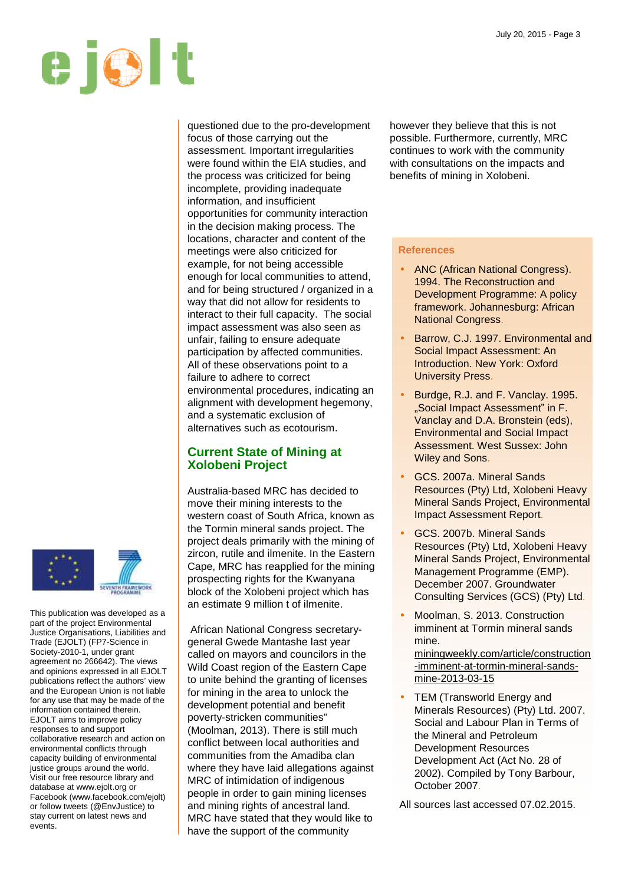questioned due to the pro-development focus of those carrying out the assessment. Important irregularities were found within the EIA studies, and the process was criticized for being incomplete, providing inadequate information, and insufficient opportunities for community interaction in the decision making process. The locations, character and content of the meetings were also criticized for example, for not being accessible enough for local communities to attend, and for being structured / organized in a way that did not allow for residents to interact to their full capacity. The social impact assessment was also seen as unfair, failing to ensure adequate participation by affected communities. All of these observations point to a failure to adhere to correct environmental procedures, indicating an alignment with development hegemony, and a systematic exclusion of alternatives such as ecotourism.

## Current State of Mining at Xolobeni Project

Australia-based MRC has decided to move their mining interests to the western coast of South Africa, known as the Tormin mineral sands project. The project deals primarily with the mining of zircon, rutile and ilmenite. In the Eastern Cape, MRC has reapplied for the mining prospecting rights for the Kwanyana block of the Xolobeni project which has an estimate 9 million t of ilmenite.

African National Congress secretary-general Gwede Mantashe last year called on mayors and councilors in the Wild Coast region of the Eastern Cape to unite behind the granting of licenses for mining in the area to unlock the development potential and benefit poverty-stricken communities" (Moolman, 2013). There is still much conflict between local authorities and communities from the Amadiba clan where they have laid allegations against MRC of intimidation of indigenous people in order to gain mining licenses and mining rights of ancestral land. MRC have stated that they would like to have the support of the community however they believe that this is not possible. Furthermore, currently, MRC continues to work with the community with consultations on the impacts and benefits of mining in Xolobeni.

### References

- ANC (African National Congress). 1994. The Reconstruction and Development Programme: A policy framework. Johannesburg: African National Congress.
- Barrow, C.J. 1997. Environmental and Social Impact Assessment: An Introduction. New York: Oxford University Press.
- Burdge, R.J. and F. Vanclay. 1995. „Social Impact Assessment" in F. Vanclay and D.A. Bronstein (eds), Environmental and Social Impact Assessment. West Sussex: John Wiley and Sons.
- GCS. 2007a. Mineral Sands Resources (Pty) Ltd, Xolobeni Heavy Mineral Sands Project, Environmental Impact Assessment Report.
- GCS. 2007b. Mineral Sands Resources (Pty) Ltd, Xolobeni Heavy Mineral Sands Project, Environmental Management Programme (EMP). December 2007. Groundwater Consulting Services (GCS) (Pty) Ltd.
- Moolman, S. 2013. Construction imminent at Tormin mineral sands mine. miningweekly.com/article/construction-imminent-at-tormin-mineral-sands-mine-2013-03-15
- TEM (Transworld Energy and Minerals Resources) (Pty) Ltd. 2007. Social and Labour Plan in Terms of the Mineral and Petroleum Development Resources Development Act (Act No. 28 of 2002). Compiled by Tony Barbour, October 2007.

All sources last accessed 07.02.2015.

This publication was developed as a part of the project Environmental Justice Organisations, Liabilities and Trade (EJOLT) (FP7-Science in Society-2010-1, under grant agreement no 266642). The views and opinions expressed in all EJOLT publications reflect the authors' view and the European Union is not liable for any use that may be made of the information contained therein. EJOLT aims to improve policy responses to and support collaborative research and action on environmental conflicts through capacity building of environmental justice groups around the world. Visit our free resource library and database at www.ejolt.org or Facebook (www.facebook.com/ejolt) or follow tweets (@EnvJustice) to stay current on latest news and events.